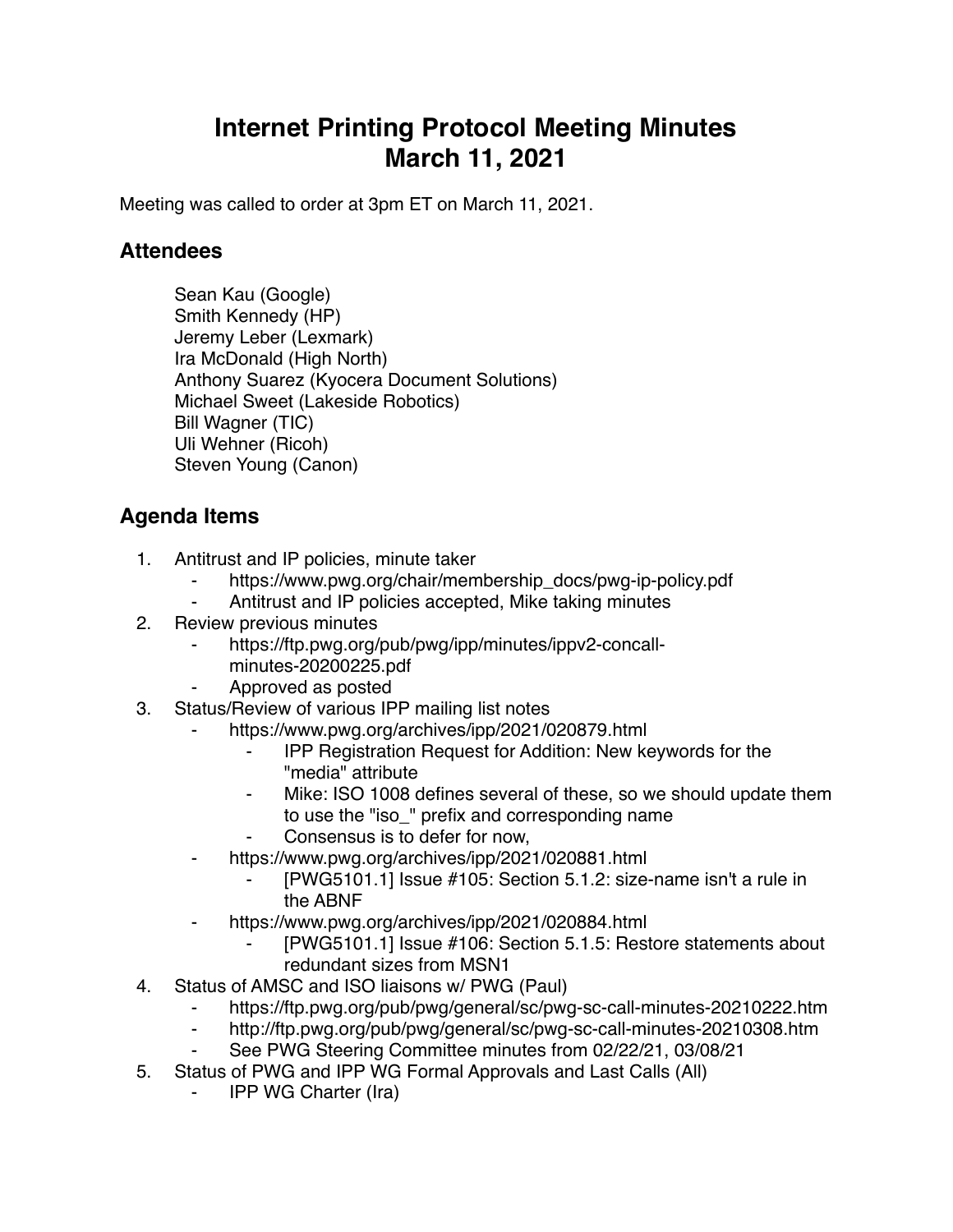# Internet Printing Protocol Meeting Minutes March 11, 2021

Meeting was called to order at 3pm ET on March 11, 2021.

## Attendees

Sean Kau (Google)
Smith Kennedy (HP)
Jeremy Leber (Lexmark)
Ira McDonald (High North)
Anthony Suarez (Kyocera Document Solutions)
Michael Sweet (Lakeside Robotics)
Bill Wagner (TIC)
Uli Wehner (Ricoh)
Steven Young (Canon)

## Agenda Items

1. Antitrust and IP policies, minute taker
    - https://www.pwg.org/chair/membership_docs/pwg-ip-policy.pdf
    - Antitrust and IP policies accepted, Mike taking minutes
2. Review previous minutes
    - https://ftp.pwg.org/pub/pwg/ipp/minutes/ippv2-concall-minutes-20200225.pdf
    - Approved as posted
3. Status/Review of various IPP mailing list notes
    - https://www.pwg.org/archives/ipp/2021/020879.html
        - IPP Registration Request for Addition: New keywords for the "media" attribute
        - Mike: ISO 1008 defines several of these, so we should update them to use the "iso_" prefix and corresponding name
        - Consensus is to defer for now,
    - https://www.pwg.org/archives/ipp/2021/020881.html
        - [PWG5101.1] Issue #105: Section 5.1.2: size-name isn't a rule in the ABNF
    - https://www.pwg.org/archives/ipp/2021/020884.html
        - [PWG5101.1] Issue #106: Section 5.1.5: Restore statements about redundant sizes from MSN1
4. Status of AMSC and ISO liaisons w/ PWG (Paul)
    - https://ftp.pwg.org/pub/pwg/general/sc/pwg-sc-call-minutes-20210222.htm
    - http://ftp.pwg.org/pub/pwg/general/sc/pwg-sc-call-minutes-20210308.htm
    - See PWG Steering Committee minutes from 02/22/21, 03/08/21
5. Status of PWG and IPP WG Formal Approvals and Last Calls (All)
    - IPP WG Charter (Ira)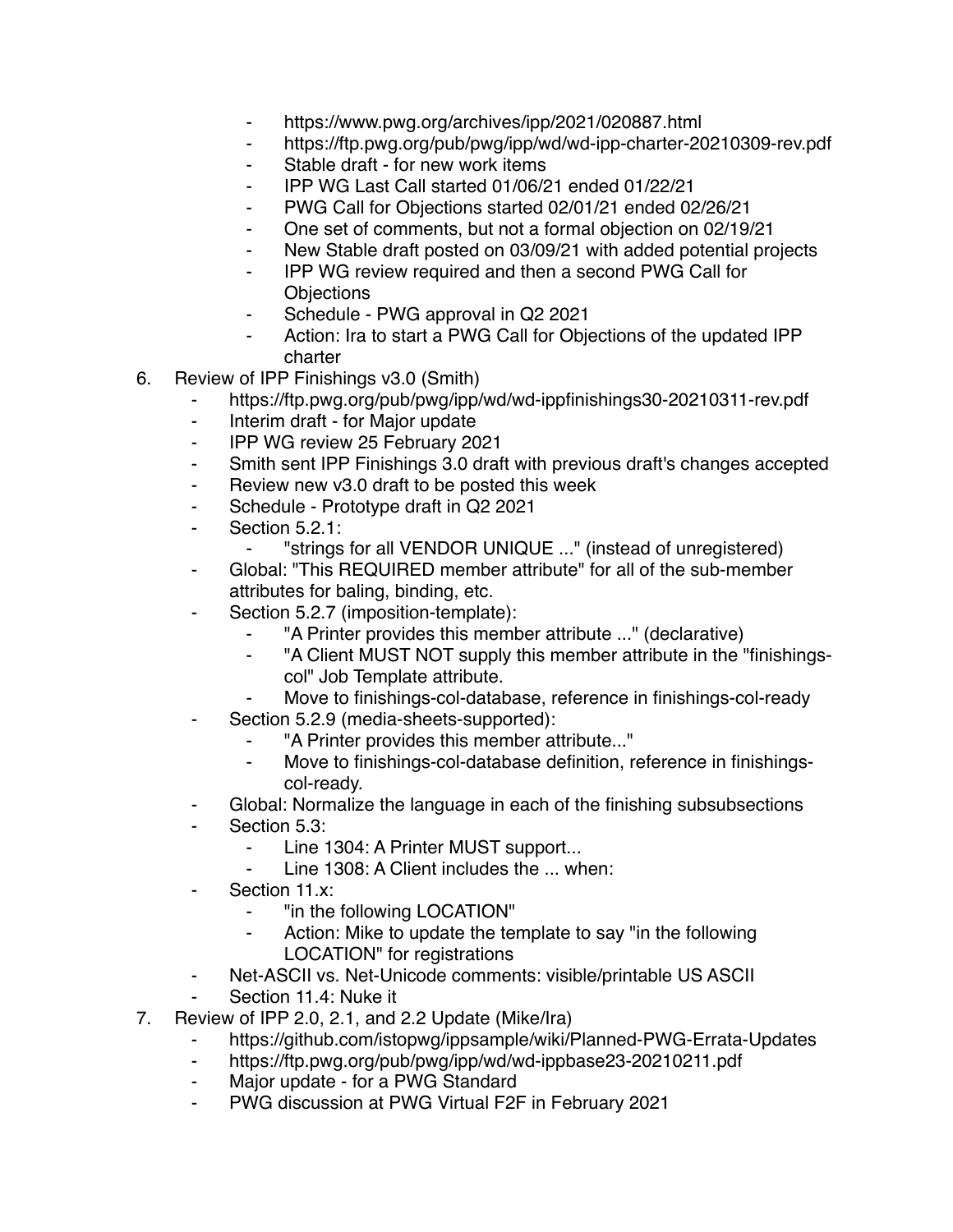- https://www.pwg.org/archives/ipp/2021/020887.html
- https://ftp.pwg.org/pub/pwg/ipp/wd/wd-ipp-charter-20210309-rev.pdf
- Stable draft - for new work items
- IPP WG Last Call started 01/06/21 ended 01/22/21
- PWG Call for Objections started 02/01/21 ended 02/26/21
- One set of comments, but not a formal objection on 02/19/21
- New Stable draft posted on 03/09/21 with added potential projects
- IPP WG review required and then a second PWG Call for Objections
- Schedule - PWG approval in Q2 2021
- Action: Ira to start a PWG Call for Objections of the updated IPP charter

6. Review of IPP Finishings v3.0 (Smith)
   - https://ftp.pwg.org/pub/pwg/ipp/wd/wd-ippfinishings30-20210311-rev.pdf
   - Interim draft - for Major update
   - IPP WG review 25 February 2021
   - Smith sent IPP Finishings 3.0 draft with previous draft's changes accepted
   - Review new v3.0 draft to be posted this week
   - Schedule - Prototype draft in Q2 2021
   - Section 5.2.1:
     - "strings for all VENDOR UNIQUE ..." (instead of unregistered)
   - Global: "This REQUIRED member attribute" for all of the sub-member attributes for baling, binding, etc.
   - Section 5.2.7 (imposition-template):
     - "A Printer provides this member attribute ..." (declarative)
     - "A Client MUST NOT supply this member attribute in the "finishings-col" Job Template attribute.
     - Move to finishings-col-database, reference in finishings-col-ready
   - Section 5.2.9 (media-sheets-supported):
     - "A Printer provides this member attribute..."
     - Move to finishings-col-database definition, reference in finishings-col-ready.
   - Global: Normalize the language in each of the finishing subsubsections
   - Section 5.3:
     - Line 1304: A Printer MUST support...
     - Line 1308: A Client includes the ... when:
   - Section 11.x:
     - "in the following LOCATION"
     - Action: Mike to update the template to say "in the following LOCATION" for registrations
   - Net-ASCII vs. Net-Unicode comments: visible/printable US ASCII
   - Section 11.4: Nuke it

7. Review of IPP 2.0, 2.1, and 2.2 Update (Mike/Ira)
   - https://github.com/istopwg/ippsample/wiki/Planned-PWG-Errata-Updates
   - https://ftp.pwg.org/pub/pwg/ipp/wd/wd-ippbase23-20210211.pdf
   - Major update - for a PWG Standard
   - PWG discussion at PWG Virtual F2F in February 2021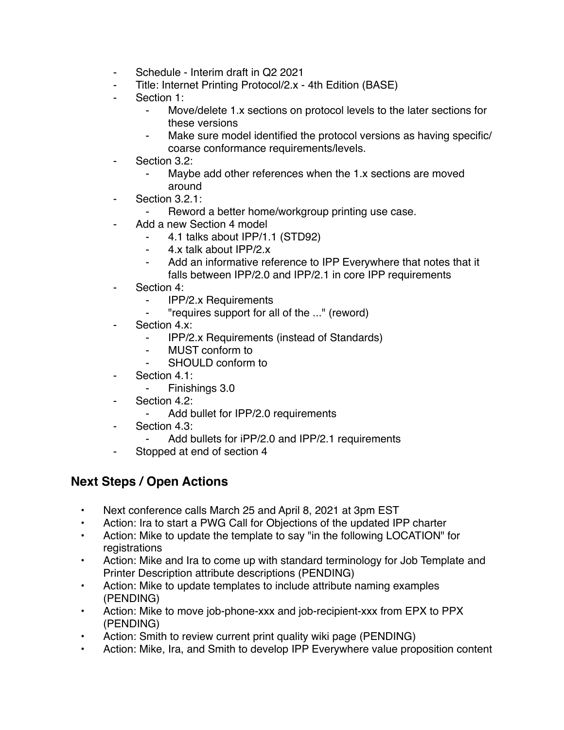- Schedule - Interim draft in Q2 2021
- Title: Internet Printing Protocol/2.x - 4th Edition (BASE)
- Section 1:
    - Move/delete 1.x sections on protocol levels to the later sections for these versions
    - Make sure model identified the protocol versions as having specific/ coarse conformance requirements/levels.
- Section 3.2:
    - Maybe add other references when the 1.x sections are moved around
- Section 3.2.1:
    - Reword a better home/workgroup printing use case.
- Add a new Section 4 model
    - 4.1 talks about IPP/1.1 (STD92)
    - 4.x talk about IPP/2.x
    - Add an informative reference to IPP Everywhere that notes that it falls between IPP/2.0 and IPP/2.1 in core IPP requirements
- Section 4:
    - IPP/2.x Requirements
    - "requires support for all of the ..." (reword)
- Section 4.x:
    - IPP/2.x Requirements (instead of Standards)
    - MUST conform to
    - SHOULD conform to
- Section 4.1:
    - Finishings 3.0
- Section 4.2:
    - Add bullet for IPP/2.0 requirements
- Section 4.3:
    - Add bullets for iPP/2.0 and IPP/2.1 requirements
- Stopped at end of section 4

## Next Steps / Open Actions

- Next conference calls March 25 and April 8, 2021 at 3pm EST
- Action: Ira to start a PWG Call for Objections of the updated IPP charter
- Action: Mike to update the template to say "in the following LOCATION" for registrations
- Action: Mike and Ira to come up with standard terminology for Job Template and Printer Description attribute descriptions (PENDING)
- Action: Mike to update templates to include attribute naming examples (PENDING)
- Action: Mike to move job-phone-xxx and job-recipient-xxx from EPX to PPX (PENDING)
- Action: Smith to review current print quality wiki page (PENDING)
- Action: Mike, Ira, and Smith to develop IPP Everywhere value proposition content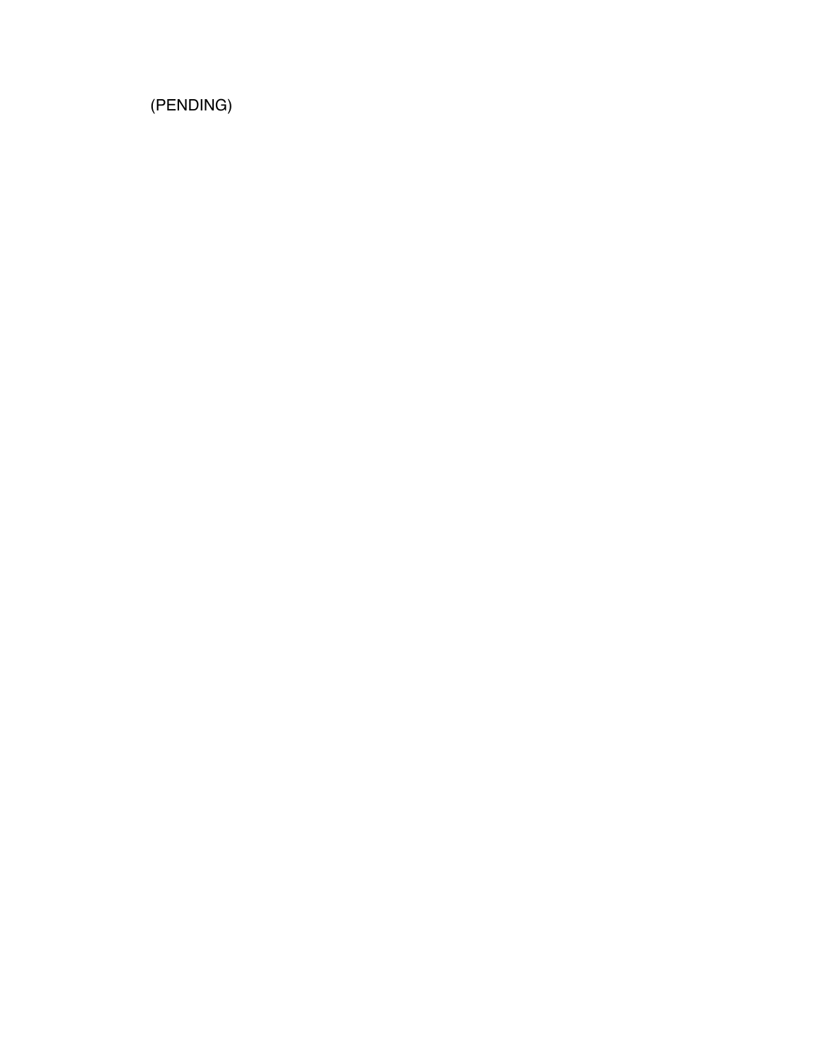(PENDING)